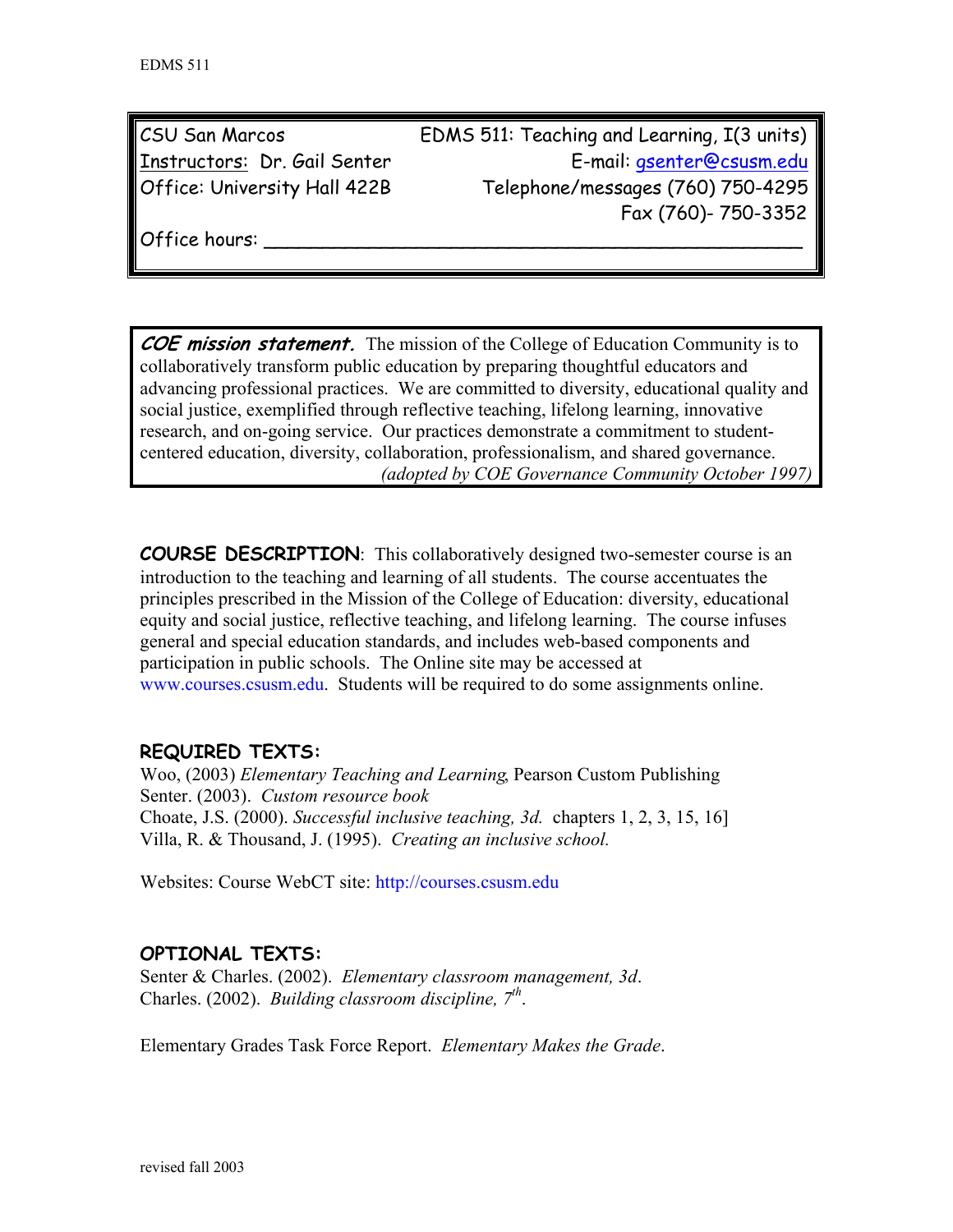| CSU San Marcos | EDMS 511: Teaching and Learning, I(3 units) |
|---|---|
| Instructors: Dr. Gail Senter | E-mail: gsenter@csusm.edu |
| Office: University Hall 422B | Telephone/messages (760) 750-4295 |
| | Fax (760)- 750-3352 |
| Office hours: ______________________________ | |

***COE mission statement.*** The mission of the College of Education Community is to collaboratively transform public education by preparing thoughtful educators and advancing professional practices. We are committed to diversity, educational quality and social justice, exemplified through reflective teaching, lifelong learning, innovative research, and on-going service. Our practices demonstrate a commitment to student-centered education, diversity, collaboration, professionalism, and shared governance.
*(adopted by COE Governance Community October 1997)*

**COURSE DESCRIPTION**: This collaboratively designed two-semester course is an introduction to the teaching and learning of all students. The course accentuates the principles prescribed in the Mission of the College of Education: diversity, educational equity and social justice, reflective teaching, and lifelong learning. The course infuses general and special education standards, and includes web-based components and participation in public schools. The Online site may be accessed at www.courses.csusm.edu. Students will be required to do some assignments online.

## REQUIRED TEXTS:

Woo, (2003) *Elementary Teaching and Learning*, Pearson Custom Publishing
Senter. (2003). *Custom resource book*
Choate, J.S. (2000). *Successful inclusive teaching, 3d.* chapters 1, 2, 3, 15, 16]
Villa, R. & Thousand, J. (1995). *Creating an inclusive school.*

Websites: Course WebCT site: http://courses.csusm.edu

## OPTIONAL TEXTS:

Senter & Charles. (2002). *Elementary classroom management, 3d*.
Charles. (2002). *Building classroom discipline, 7th*.

Elementary Grades Task Force Report. *Elementary Makes the Grade*.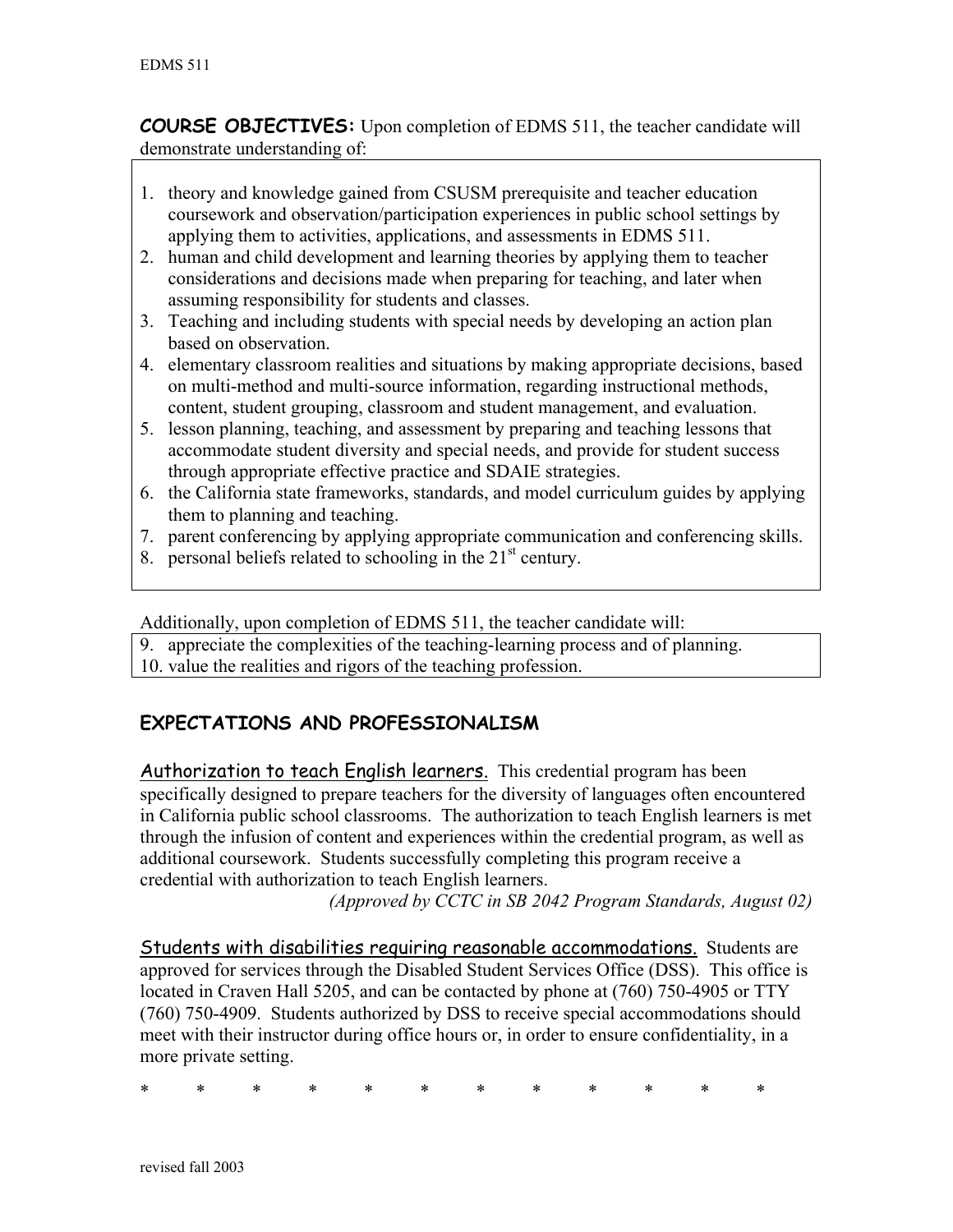**COURSE OBJECTIVES:** Upon completion of EDMS 511, the teacher candidate will demonstrate understanding of:

1. theory and knowledge gained from CSUSM prerequisite and teacher education coursework and observation/participation experiences in public school settings by applying them to activities, applications, and assessments in EDMS 511.
2. human and child development and learning theories by applying them to teacher considerations and decisions made when preparing for teaching, and later when assuming responsibility for students and classes.
3. Teaching and including students with special needs by developing an action plan based on observation.
4. elementary classroom realities and situations by making appropriate decisions, based on multi-method and multi-source information, regarding instructional methods, content, student grouping, classroom and student management, and evaluation.
5. lesson planning, teaching, and assessment by preparing and teaching lessons that accommodate student diversity and special needs, and provide for student success through appropriate effective practice and SDAIE strategies.
6. the California state frameworks, standards, and model curriculum guides by applying them to planning and teaching.
7. parent conferencing by applying appropriate communication and conferencing skills.
8. personal beliefs related to schooling in the 21st century.

Additionally, upon completion of EDMS 511, the teacher candidate will:

9. appreciate the complexities of the teaching-learning process and of planning.
10. value the realities and rigors of the teaching profession.

## EXPECTATIONS AND PROFESSIONALISM

Authorization to teach English learners. This credential program has been specifically designed to prepare teachers for the diversity of languages often encountered in California public school classrooms. The authorization to teach English learners is met through the infusion of content and experiences within the credential program, as well as additional coursework. Students successfully completing this program receive a credential with authorization to teach English learners.

*(Approved by CCTC in SB 2042 Program Standards, August 02)*

Students with disabilities requiring reasonable accommodations. Students are approved for services through the Disabled Student Services Office (DSS). This office is located in Craven Hall 5205, and can be contacted by phone at (760) 750-4905 or TTY (760) 750-4909. Students authorized by DSS to receive special accommodations should meet with their instructor during office hours or, in order to ensure confidentiality, in a more private setting.

\* \* \* \* \* \* \* \* \* \* \* \*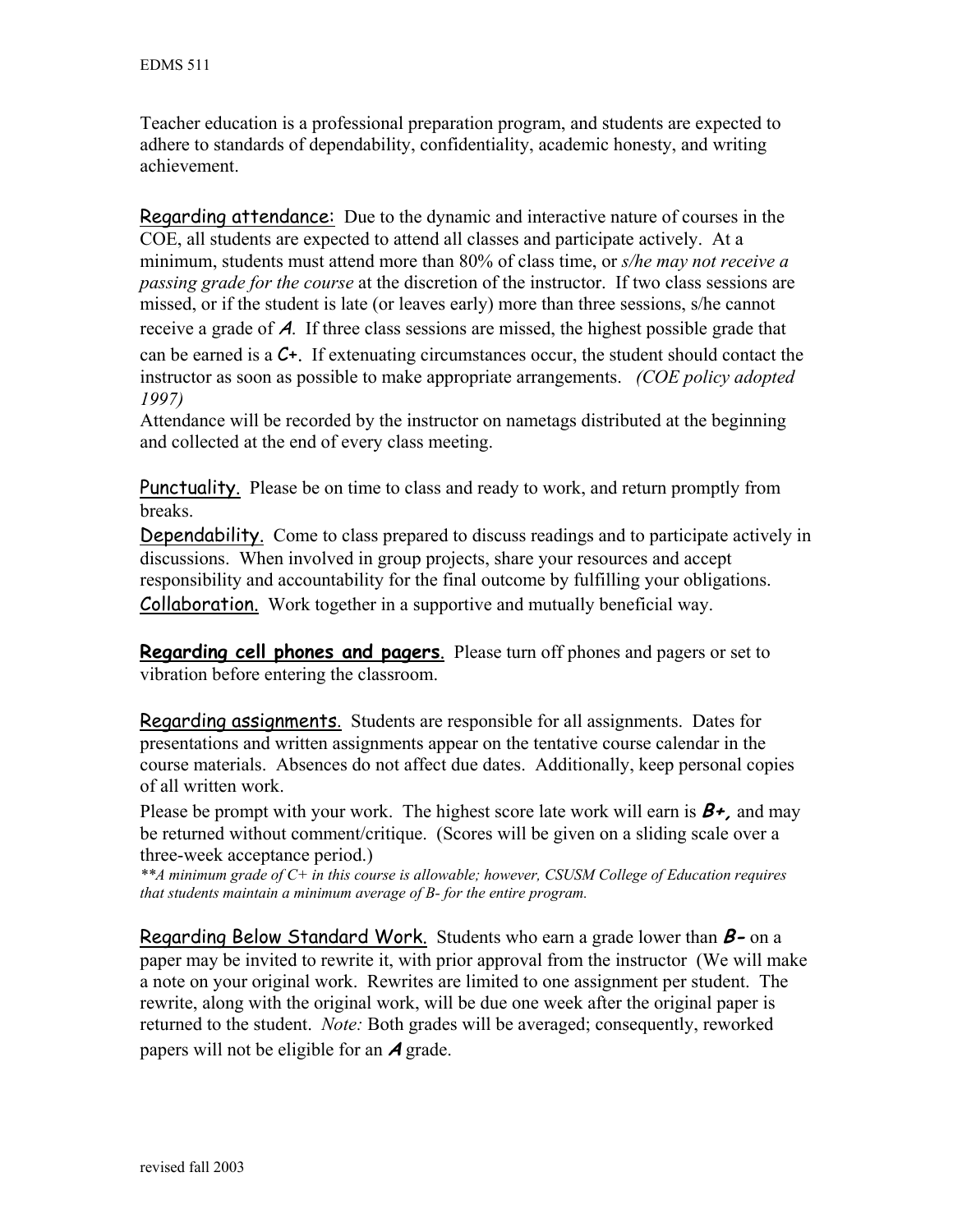Teacher education is a professional preparation program, and students are expected to adhere to standards of dependability, confidentiality, academic honesty, and writing achievement.

Regarding attendance: Due to the dynamic and interactive nature of courses in the COE, all students are expected to attend all classes and participate actively. At a minimum, students must attend more than 80% of class time, or *s/he may not receive a passing grade for the course* at the discretion of the instructor. If two class sessions are missed, or if the student is late (or leaves early) more than three sessions, s/he cannot receive a grade of **A**. If three class sessions are missed, the highest possible grade that can be earned is a **C+**. If extenuating circumstances occur, the student should contact the instructor as soon as possible to make appropriate arrangements. *(COE policy adopted 1997)*
Attendance will be recorded by the instructor on nametags distributed at the beginning and collected at the end of every class meeting.

Punctuality. Please be on time to class and ready to work, and return promptly from breaks.
Dependability. Come to class prepared to discuss readings and to participate actively in discussions. When involved in group projects, share your resources and accept responsibility and accountability for the final outcome by fulfilling your obligations.
Collaboration. Work together in a supportive and mutually beneficial way.

**Regarding cell phones and pagers**. Please turn off phones and pagers or set to vibration before entering the classroom.

Regarding assignments. Students are responsible for all assignments. Dates for presentations and written assignments appear on the tentative course calendar in the course materials. Absences do not affect due dates. Additionally, keep personal copies of all written work.

Please be prompt with your work. The highest score late work will earn is ***B+,*** and may be returned without comment/critique. (Scores will be given on a sliding scale over a three-week acceptance period.)

*\*\*A minimum grade of C+ in this course is allowable; however, CSUSM College of Education requires that students maintain a minimum average of B- for the entire program.*

Regarding Below Standard Work. Students who earn a grade lower than ***B-*** on a paper may be invited to rewrite it, with prior approval from the instructor (We will make a note on your original work. Rewrites are limited to one assignment per student. The rewrite, along with the original work, will be due one week after the original paper is returned to the student. *Note:* Both grades will be averaged; consequently, reworked papers will not be eligible for an ***A*** grade.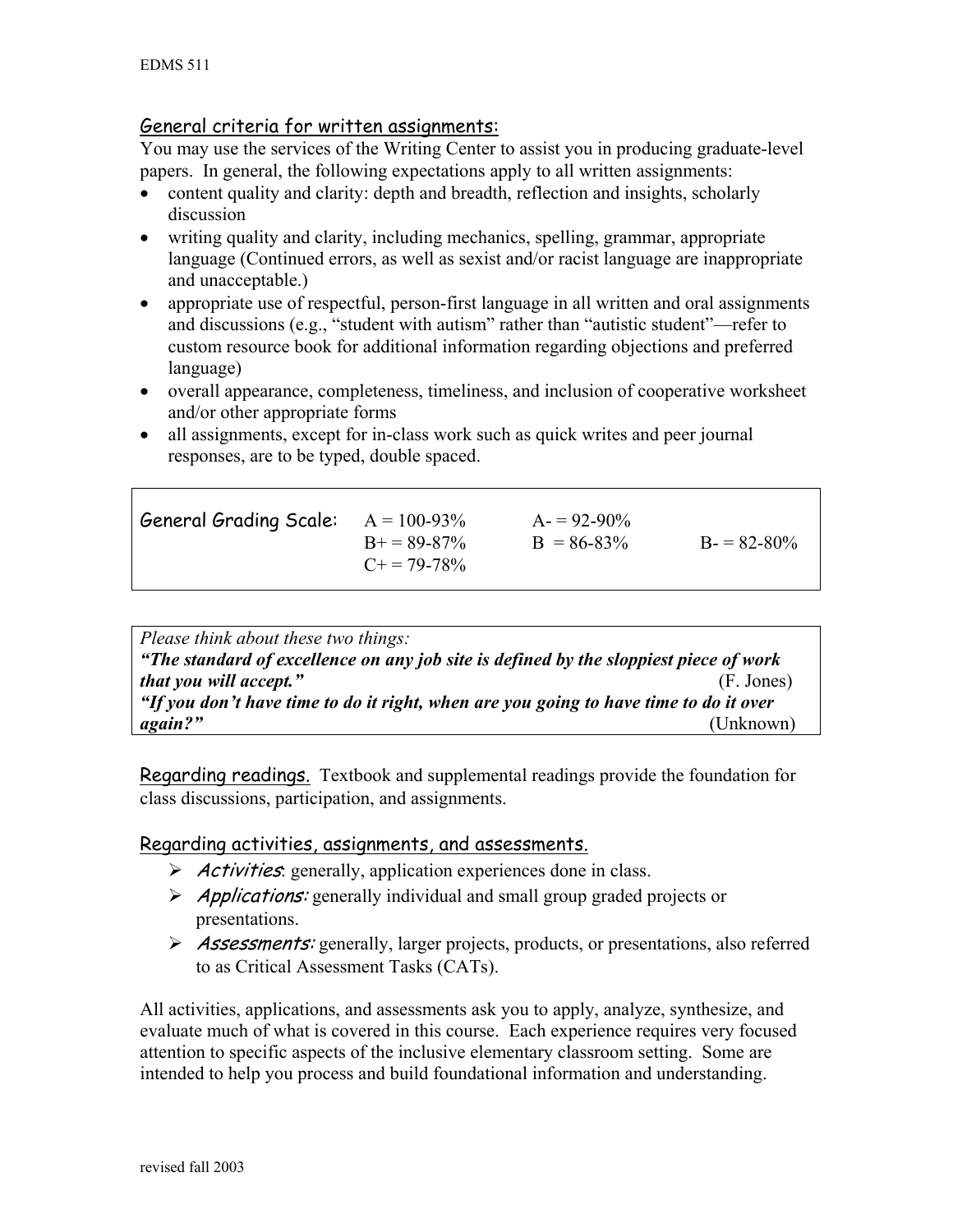## General criteria for written assignments:

You may use the services of the Writing Center to assist you in producing graduate-level papers. In general, the following expectations apply to all written assignments:

- content quality and clarity: depth and breadth, reflection and insights, scholarly discussion
- writing quality and clarity, including mechanics, spelling, grammar, appropriate language (Continued errors, as well as sexist and/or racist language are inappropriate and unacceptable.)
- appropriate use of respectful, person-first language in all written and oral assignments and discussions (e.g., "student with autism" rather than "autistic student"—refer to custom resource book for additional information regarding objections and preferred language)
- overall appearance, completeness, timeliness, and inclusion of cooperative worksheet and/or other appropriate forms
- all assignments, except for in-class work such as quick writes and peer journal responses, are to be typed, double spaced.

| General Grading Scale: | A = 100-93% | A- = 92-90% | |
|---|---|---|---|
| | B+ = 89-87% | B = 86-83% | B- = 82-80% |
| | C+ = 79-78% | | |

*Please think about these two things:*

***"The standard of excellence on any job site is defined by the sloppiest piece of work that you will accept."*** (F. Jones)

***"If you don't have time to do it right, when are you going to have time to do it over again?"*** (Unknown)

## Regarding readings.

Textbook and supplemental readings provide the foundation for class discussions, participation, and assignments.

## Regarding activities, assignments, and assessments.

- *Activities*: generally, application experiences done in class.
- *Applications:* generally individual and small group graded projects or presentations.
- *Assessments:* generally, larger projects, products, or presentations, also referred to as Critical Assessment Tasks (CATs).

All activities, applications, and assessments ask you to apply, analyze, synthesize, and evaluate much of what is covered in this course. Each experience requires very focused attention to specific aspects of the inclusive elementary classroom setting. Some are intended to help you process and build foundational information and understanding.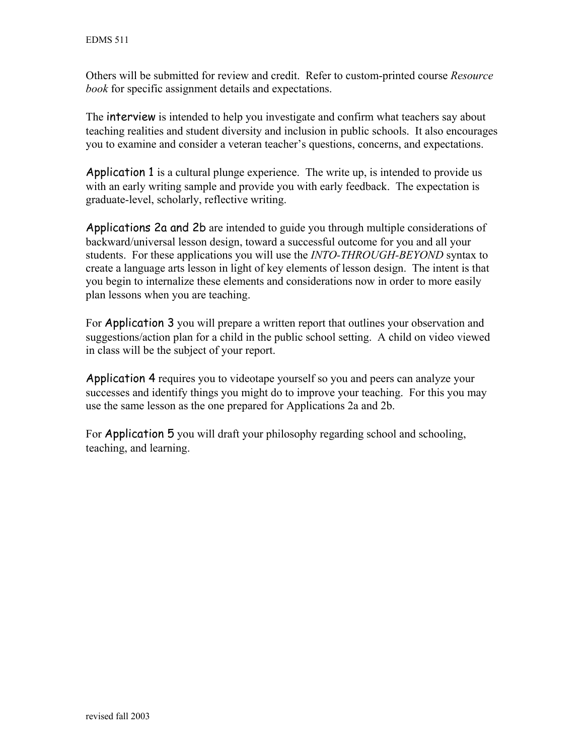Others will be submitted for review and credit. Refer to custom-printed course *Resource book* for specific assignment details and expectations.

The **interview** is intended to help you investigate and confirm what teachers say about teaching realities and student diversity and inclusion in public schools. It also encourages you to examine and consider a veteran teacher's questions, concerns, and expectations.

**Application 1** is a cultural plunge experience. The write up, is intended to provide us with an early writing sample and provide you with early feedback. The expectation is graduate-level, scholarly, reflective writing.

**Applications 2a and 2b** are intended to guide you through multiple considerations of backward/universal lesson design, toward a successful outcome for you and all your students. For these applications you will use the *INTO-THROUGH-BEYOND* syntax to create a language arts lesson in light of key elements of lesson design. The intent is that you begin to internalize these elements and considerations now in order to more easily plan lessons when you are teaching.

For **Application 3** you will prepare a written report that outlines your observation and suggestions/action plan for a child in the public school setting. A child on video viewed in class will be the subject of your report.

**Application 4** requires you to videotape yourself so you and peers can analyze your successes and identify things you might do to improve your teaching. For this you may use the same lesson as the one prepared for Applications 2a and 2b.

For **Application 5** you will draft your philosophy regarding school and schooling, teaching, and learning.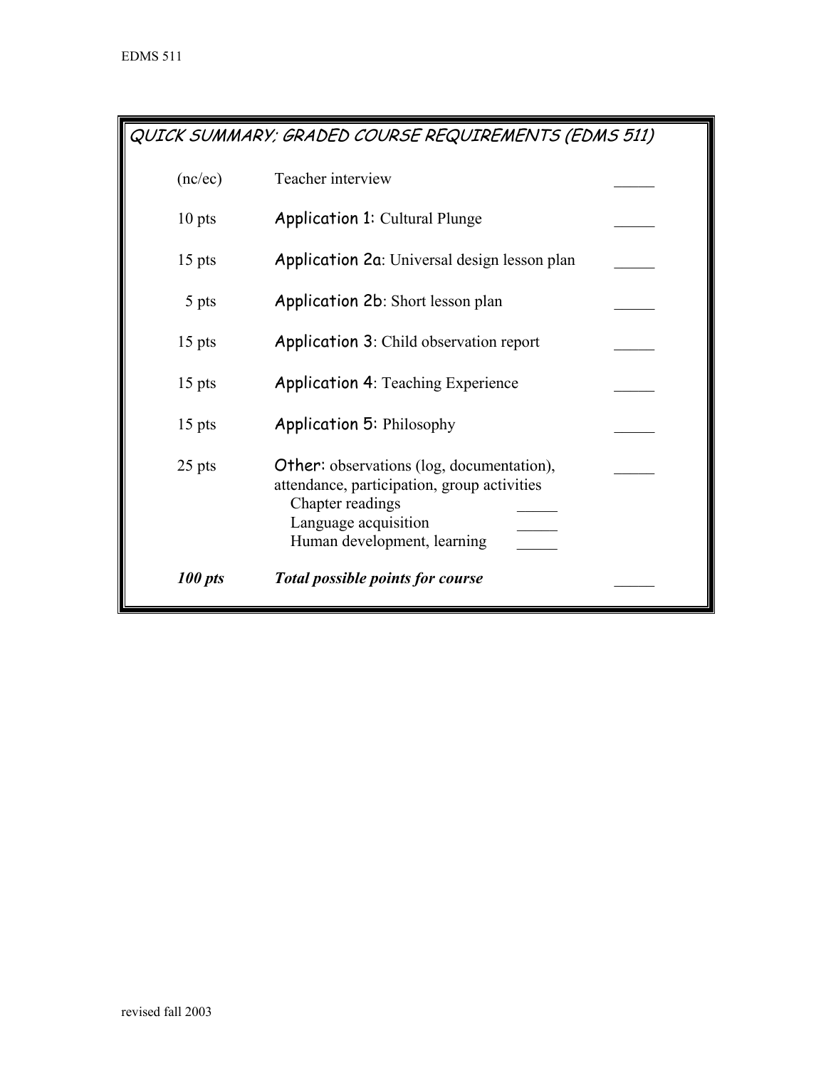## QUICK SUMMARY; GRADED COURSE REQUIREMENTS (EDMS 511)

| Points | Requirement | Score |
|---|---|---|
| (nc/ec) | Teacher interview | _____ |
| 10 pts | Application 1: Cultural Plunge | _____ |
| 15 pts | Application 2a: Universal design lesson plan | _____ |
| 5 pts | Application 2b: Short lesson plan | _____ |
| 15 pts | Application 3: Child observation report | _____ |
| 15 pts | Application 4: Teaching Experience | _____ |
| 15 pts | Application 5: Philosophy | _____ |
| 25 pts | Other: observations (log, documentation), attendance, participation, group activities<br>Chapter readings _____<br>Language acquisition _____<br>Human development, learning _____ | _____ |
| ***100 pts*** | ***Total possible points for course*** | _____ |

revised fall 2003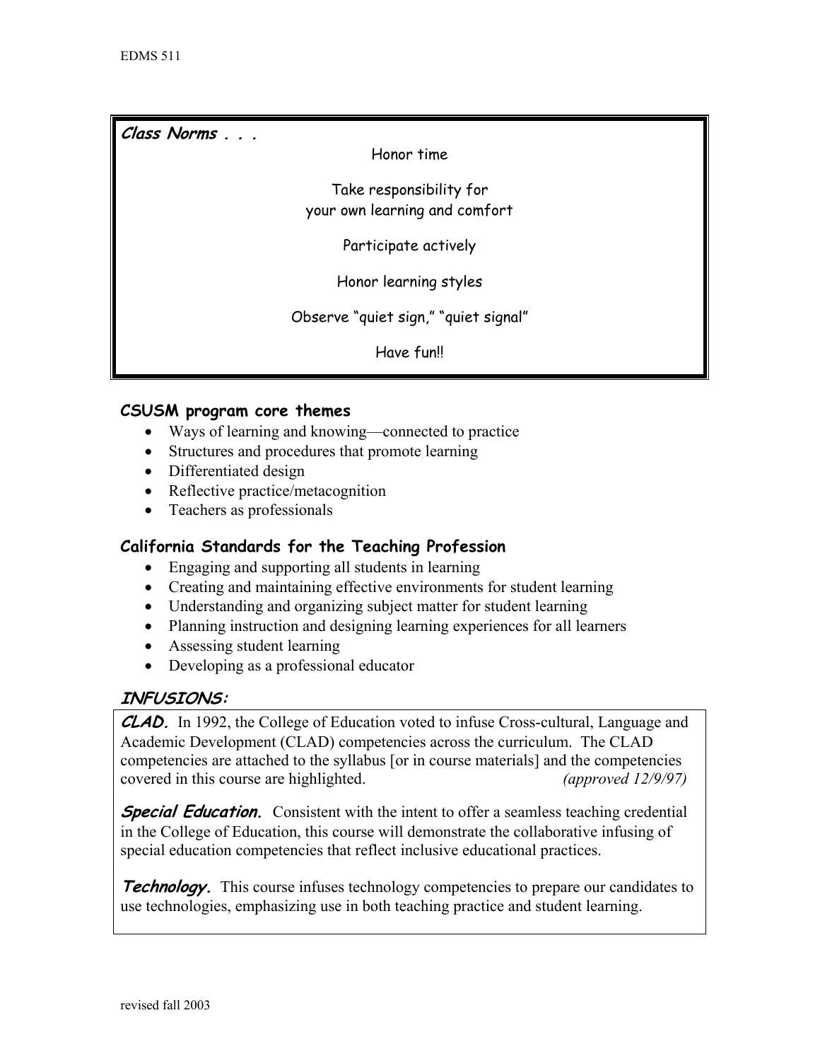***Class Norms . . .***

Honor time

Take responsibility for
your own learning and comfort

Participate actively

Honor learning styles

Observe "quiet sign," "quiet signal"

Have fun!!

### CSUSM program core themes

- Ways of learning and knowing—connected to practice
- Structures and procedures that promote learning
- Differentiated design
- Reflective practice/metacognition
- Teachers as professionals

### California Standards for the Teaching Profession

- Engaging and supporting all students in learning
- Creating and maintaining effective environments for student learning
- Understanding and organizing subject matter for student learning
- Planning instruction and designing learning experiences for all learners
- Assessing student learning
- Developing as a professional educator

### *INFUSIONS:*

***CLAD.*** In 1992, the College of Education voted to infuse Cross-cultural, Language and Academic Development (CLAD) competencies across the curriculum. The CLAD competencies are attached to the syllabus [or in course materials] and the competencies covered in this course are highlighted. *(approved 12/9/97)*

***Special Education.*** Consistent with the intent to offer a seamless teaching credential in the College of Education, this course will demonstrate the collaborative infusing of special education competencies that reflect inclusive educational practices.

***Technology.*** This course infuses technology competencies to prepare our candidates to use technologies, emphasizing use in both teaching practice and student learning.